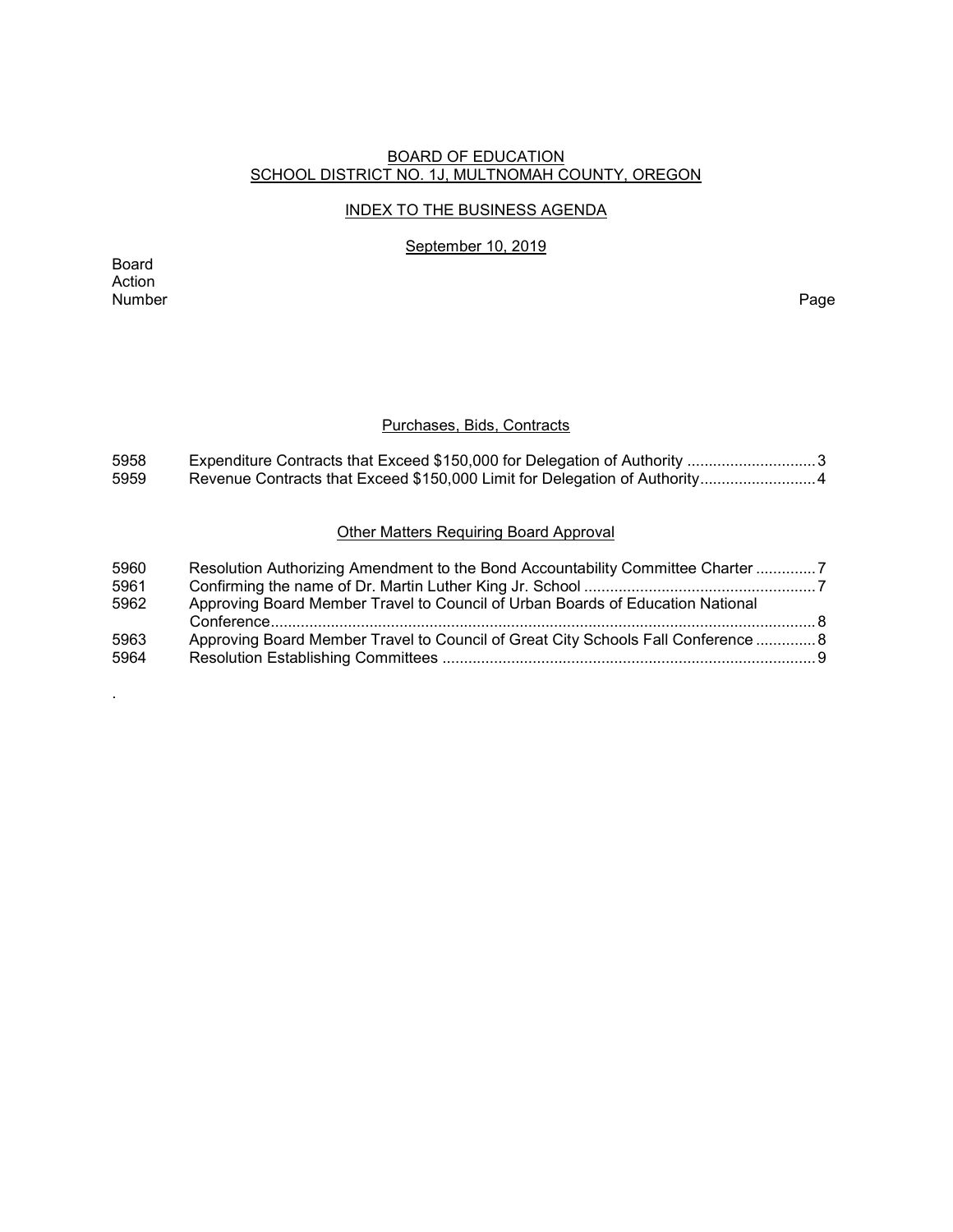# BOARD OF EDUCATION
## SCHOOL DISTRICT NO. 1J, MULTNOMAH COUNTY, OREGON

### INDEX TO THE BUSINESS AGENDA

September 10, 2019

| Board Action Number | | Page |
|---|---|---|

### Purchases, Bids, Contracts

| | | |
|---|---|---|
| 5958 | Expenditure Contracts that Exceed $150,000 for Delegation of Authority | 3 |
| 5959 | Revenue Contracts that Exceed $150,000 Limit for Delegation of Authority | 4 |

### Other Matters Requiring Board Approval

| | | |
|---|---|---|
| 5960 | Resolution Authorizing Amendment to the Bond Accountability Committee Charter | 7 |
| 5961 | Confirming the name of Dr. Martin Luther King Jr. School | 7 |
| 5962 | Approving Board Member Travel to Council of Urban Boards of Education National Conference | 8 |
| 5963 | Approving Board Member Travel to Council of Great City Schools Fall Conference | 8 |
| 5964 | Resolution Establishing Committees | 9 |

.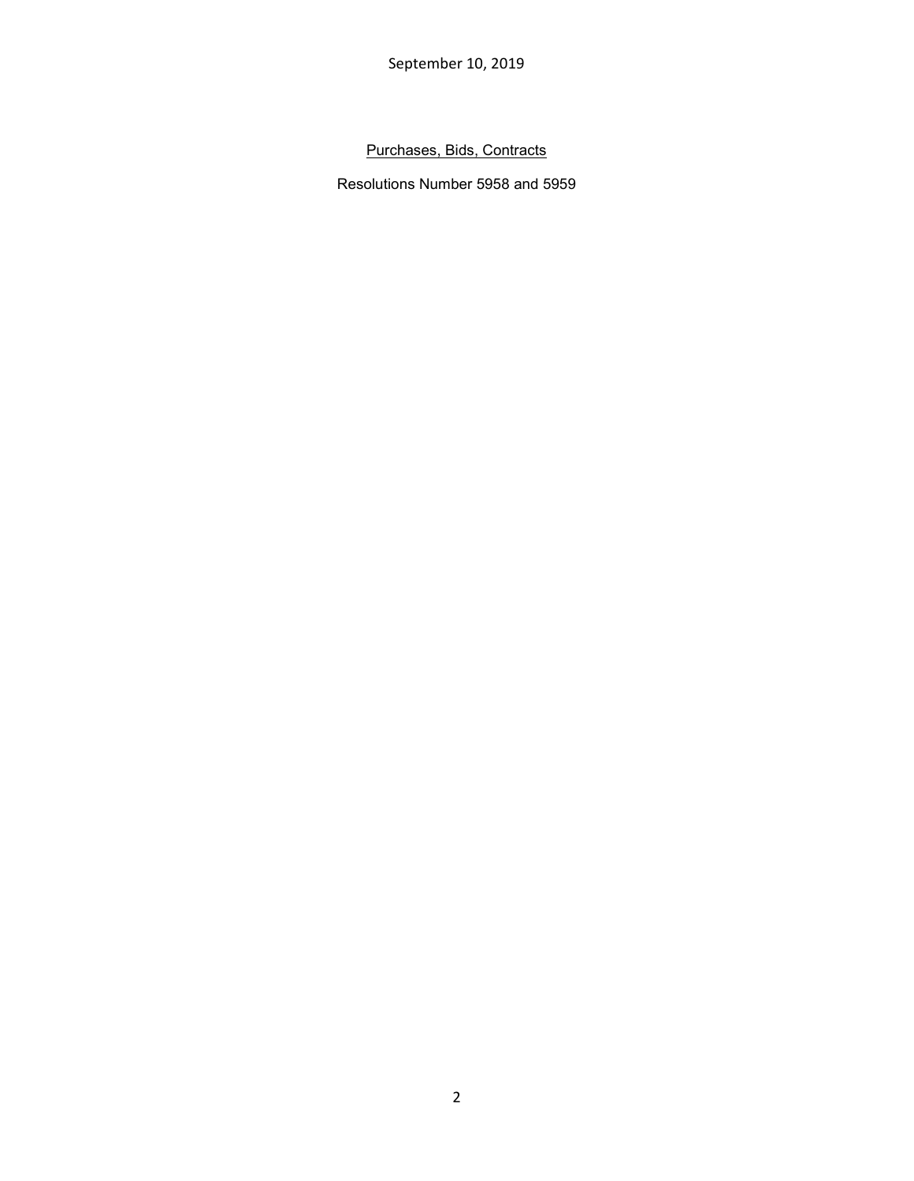September 10, 2019

Purchases, Bids, Contracts

Resolutions Number 5958 and 5959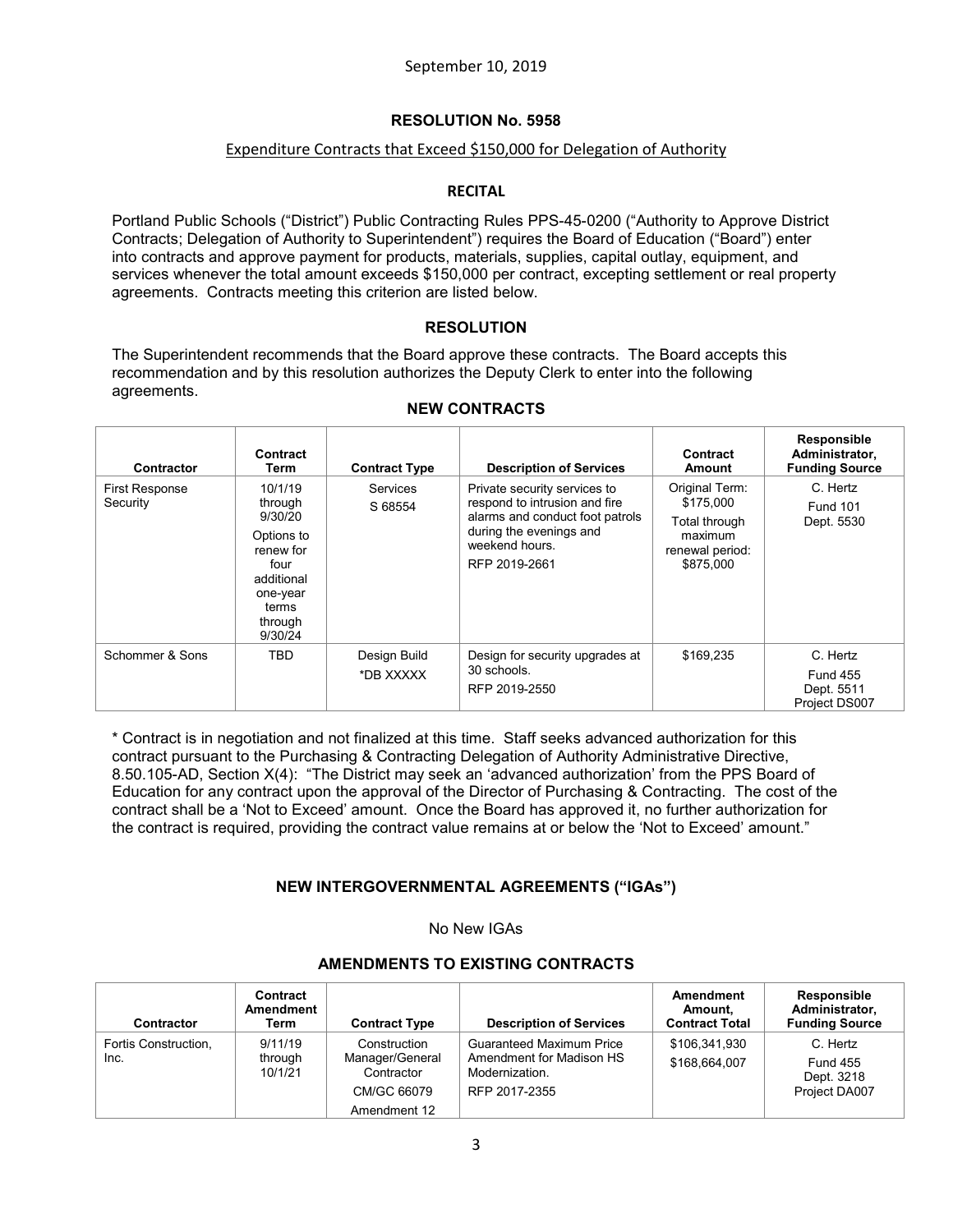September 10, 2019

## RESOLUTION No. 5958

Expenditure Contracts that Exceed $150,000 for Delegation of Authority

### RECITAL

Portland Public Schools ("District") Public Contracting Rules PPS-45-0200 ("Authority to Approve District Contracts; Delegation of Authority to Superintendent") requires the Board of Education ("Board") enter into contracts and approve payment for products, materials, supplies, capital outlay, equipment, and services whenever the total amount exceeds $150,000 per contract, excepting settlement or real property agreements. Contracts meeting this criterion are listed below.

### RESOLUTION

The Superintendent recommends that the Board approve these contracts. The Board accepts this recommendation and by this resolution authorizes the Deputy Clerk to enter into the following agreements.

### NEW CONTRACTS

| Contractor | Contract Term | Contract Type | Description of Services | Contract Amount | Responsible Administrator, Funding Source |
|---|---|---|---|---|---|
| First Response Security | 10/1/19 through 9/30/20 Options to renew for four additional one-year terms through 9/30/24 | Services S 68554 | Private security services to respond to intrusion and fire alarms and conduct foot patrols during the evenings and weekend hours. RFP 2019-2661 | Original Term: $175,000 Total through maximum renewal period: $875,000 | C. Hertz Fund 101 Dept. 5530 |
| Schommer & Sons | TBD | Design Build *DB XXXXX | Design for security upgrades at 30 schools. RFP 2019-2550 | $169,235 | C. Hertz Fund 455 Dept. 5511 Project DS007 |

\* Contract is in negotiation and not finalized at this time. Staff seeks advanced authorization for this contract pursuant to the Purchasing & Contracting Delegation of Authority Administrative Directive, 8.50.105-AD, Section X(4): "The District may seek an 'advanced authorization' from the PPS Board of Education for any contract upon the approval of the Director of Purchasing & Contracting. The cost of the contract shall be a 'Not to Exceed' amount. Once the Board has approved it, no further authorization for the contract is required, providing the contract value remains at or below the 'Not to Exceed' amount."

### NEW INTERGOVERNMENTAL AGREEMENTS ("IGAs")

No New IGAs

### AMENDMENTS TO EXISTING CONTRACTS

| Contractor | Contract Amendment Term | Contract Type | Description of Services | Amendment Amount, Contract Total | Responsible Administrator, Funding Source |
|---|---|---|---|---|---|
| Fortis Construction, Inc. | 9/11/19 through 10/1/21 | Construction Manager/General Contractor CM/GC 66079 Amendment 12 | Guaranteed Maximum Price Amendment for Madison HS Modernization. RFP 2017-2355 | $106,341,930 $168,664,007 | C. Hertz Fund 455 Dept. 3218 Project DA007 |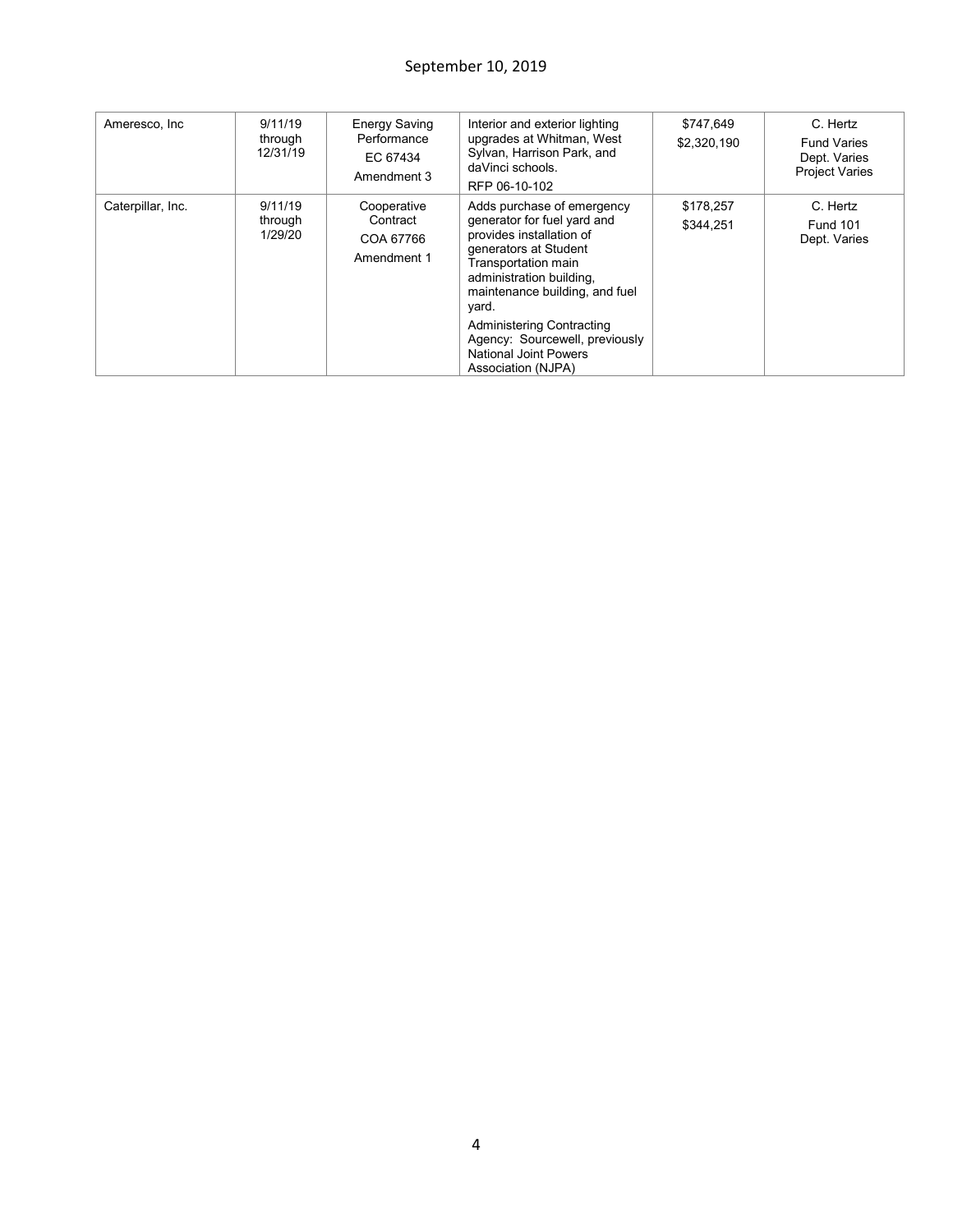| Ameresco, Inc | 9/11/19 through 12/31/19 | Energy Saving Performance EC 67434 Amendment 3 | Interior and exterior lighting upgrades at Whitman, West Sylvan, Harrison Park, and daVinci schools. RFP 06-10-102 | $747,649 $2,320,190 | C. Hertz Fund Varies Dept. Varies Project Varies |
|---|---|---|---|---|---|
| Caterpillar, Inc. | 9/11/19 through 1/29/20 | Cooperative Contract COA 67766 Amendment 1 | Adds purchase of emergency generator for fuel yard and provides installation of generators at Student Transportation main administration building, maintenance building, and fuel yard. Administering Contracting Agency: Sourcewell, previously National Joint Powers Association (NJPA) | $178,257 $344,251 | C. Hertz Fund 101 Dept. Varies |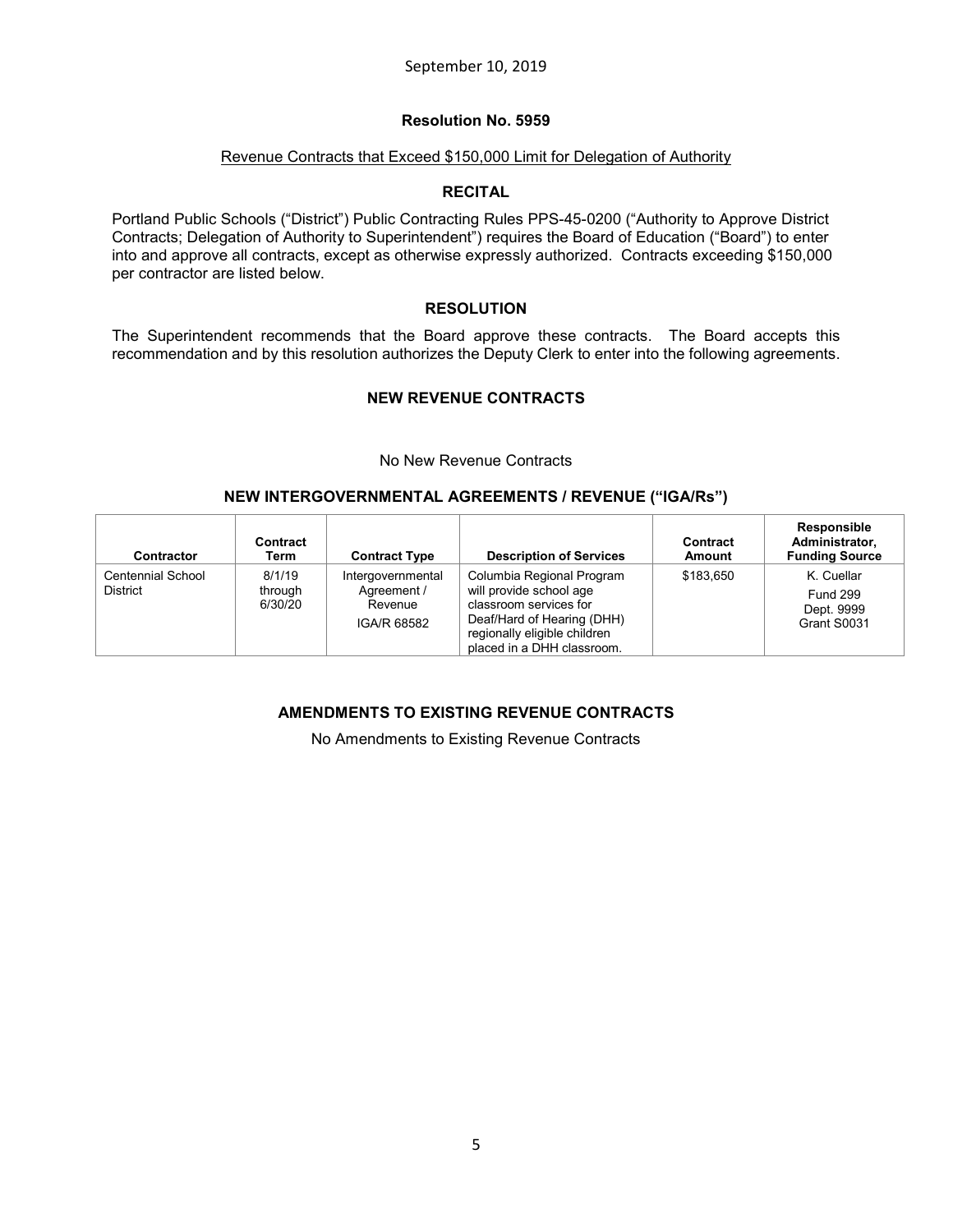September 10, 2019

## Resolution No. 5959

Revenue Contracts that Exceed $150,000 Limit for Delegation of Authority

### RECITAL

Portland Public Schools ("District") Public Contracting Rules PPS-45-0200 ("Authority to Approve District Contracts; Delegation of Authority to Superintendent") requires the Board of Education ("Board") to enter into and approve all contracts, except as otherwise expressly authorized. Contracts exceeding $150,000 per contractor are listed below.

### RESOLUTION

The Superintendent recommends that the Board approve these contracts. The Board accepts this recommendation and by this resolution authorizes the Deputy Clerk to enter into the following agreements.

### NEW REVENUE CONTRACTS

No New Revenue Contracts

### NEW INTERGOVERNMENTAL AGREEMENTS / REVENUE ("IGA/Rs")

| Contractor | Contract Term | Contract Type | Description of Services | Contract Amount | Responsible Administrator, Funding Source |
|---|---|---|---|---|---|
| Centennial School District | 8/1/19 through 6/30/20 | Intergovernmental Agreement / Revenue IGA/R 68582 | Columbia Regional Program will provide school age classroom services for Deaf/Hard of Hearing (DHH) regionally eligible children placed in a DHH classroom. | $183,650 | K. Cuellar Fund 299 Dept. 9999 Grant S0031 |

### AMENDMENTS TO EXISTING REVENUE CONTRACTS

No Amendments to Existing Revenue Contracts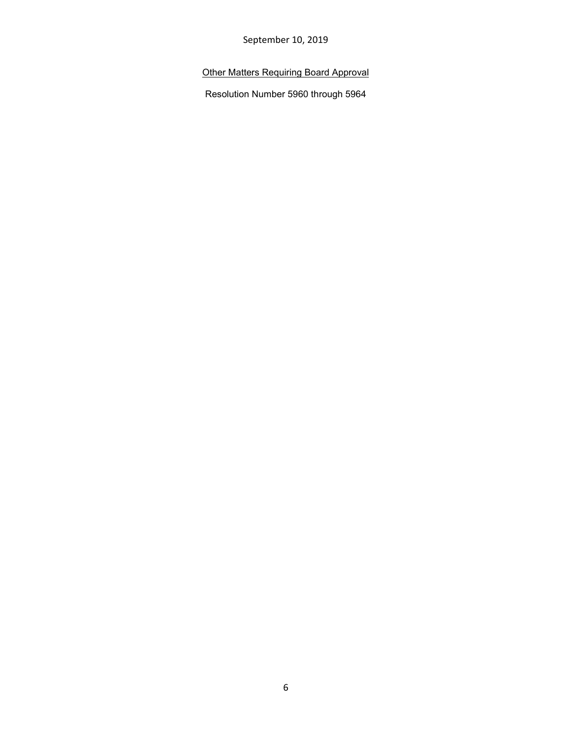September 10, 2019

Other Matters Requiring Board Approval

Resolution Number 5960 through 5964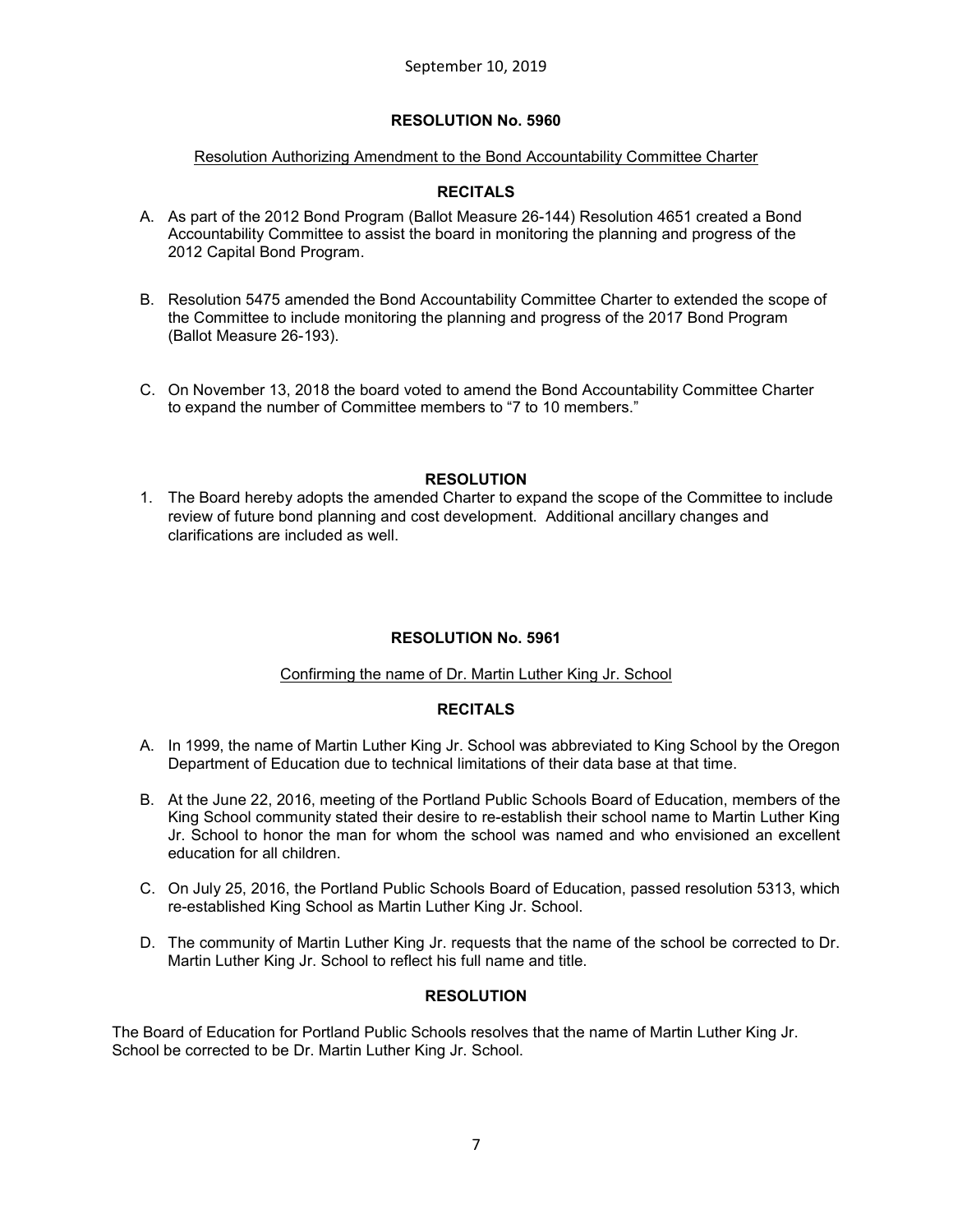September 10, 2019

## RESOLUTION No. 5960

Resolution Authorizing Amendment to the Bond Accountability Committee Charter

### RECITALS

A. As part of the 2012 Bond Program (Ballot Measure 26-144) Resolution 4651 created a Bond Accountability Committee to assist the board in monitoring the planning and progress of the 2012 Capital Bond Program.

B. Resolution 5475 amended the Bond Accountability Committee Charter to extended the scope of the Committee to include monitoring the planning and progress of the 2017 Bond Program (Ballot Measure 26-193).

C. On November 13, 2018 the board voted to amend the Bond Accountability Committee Charter to expand the number of Committee members to "7 to 10 members."

### RESOLUTION

1. The Board hereby adopts the amended Charter to expand the scope of the Committee to include review of future bond planning and cost development. Additional ancillary changes and clarifications are included as well.

## RESOLUTION No. 5961

Confirming the name of Dr. Martin Luther King Jr. School

### RECITALS

A. In 1999, the name of Martin Luther King Jr. School was abbreviated to King School by the Oregon Department of Education due to technical limitations of their data base at that time.

B. At the June 22, 2016, meeting of the Portland Public Schools Board of Education, members of the King School community stated their desire to re-establish their school name to Martin Luther King Jr. School to honor the man for whom the school was named and who envisioned an excellent education for all children.

C. On July 25, 2016, the Portland Public Schools Board of Education, passed resolution 5313, which re-established King School as Martin Luther King Jr. School.

D. The community of Martin Luther King Jr. requests that the name of the school be corrected to Dr. Martin Luther King Jr. School to reflect his full name and title.

### RESOLUTION

The Board of Education for Portland Public Schools resolves that the name of Martin Luther King Jr. School be corrected to be Dr. Martin Luther King Jr. School.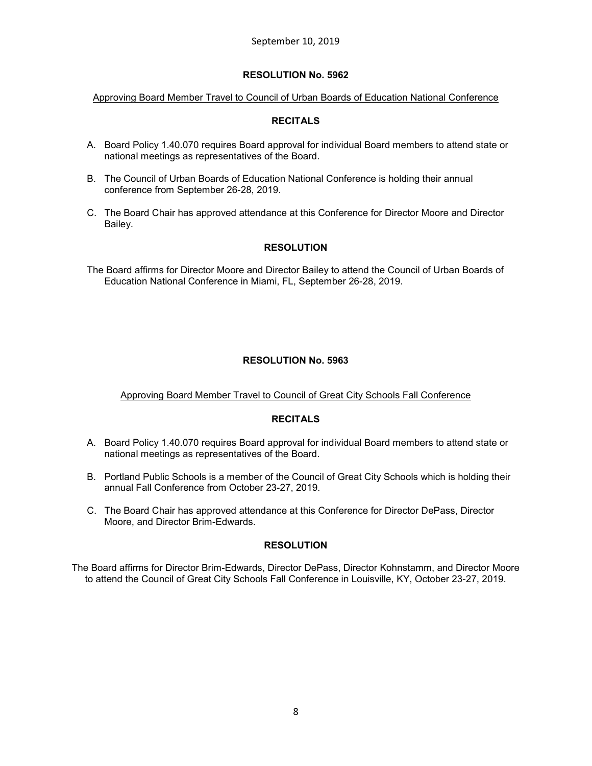September 10, 2019

## RESOLUTION No. 5962

Approving Board Member Travel to Council of Urban Boards of Education National Conference

### RECITALS

A. Board Policy 1.40.070 requires Board approval for individual Board members to attend state or national meetings as representatives of the Board.

B. The Council of Urban Boards of Education National Conference is holding their annual conference from September 26-28, 2019.

C. The Board Chair has approved attendance at this Conference for Director Moore and Director Bailey.

### RESOLUTION

The Board affirms for Director Moore and Director Bailey to attend the Council of Urban Boards of Education National Conference in Miami, FL, September 26-28, 2019.

## RESOLUTION No. 5963

Approving Board Member Travel to Council of Great City Schools Fall Conference

### RECITALS

A. Board Policy 1.40.070 requires Board approval for individual Board members to attend state or national meetings as representatives of the Board.

B. Portland Public Schools is a member of the Council of Great City Schools which is holding their annual Fall Conference from October 23-27, 2019.

C. The Board Chair has approved attendance at this Conference for Director DePass, Director Moore, and Director Brim-Edwards.

### RESOLUTION

The Board affirms for Director Brim-Edwards, Director DePass, Director Kohnstamm, and Director Moore to attend the Council of Great City Schools Fall Conference in Louisville, KY, October 23-27, 2019.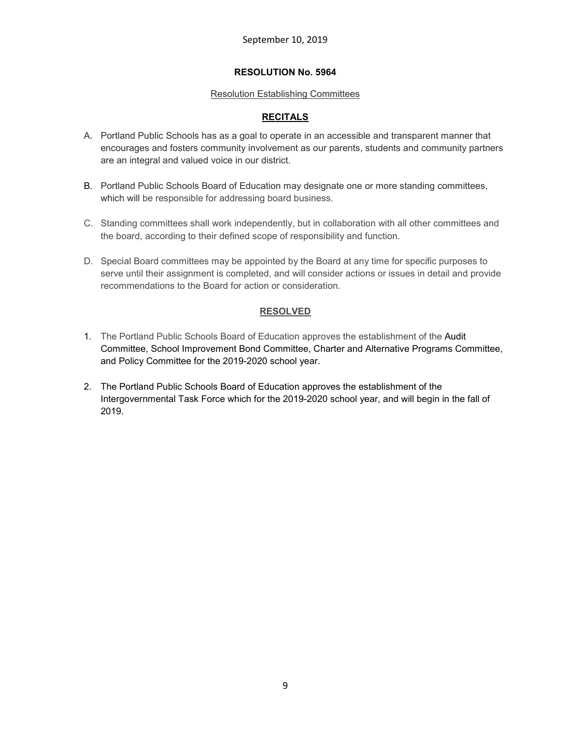September 10, 2019

**RESOLUTION No. 5964**

Resolution Establishing Committees

**RECITALS**

A. Portland Public Schools has as a goal to operate in an accessible and transparent manner that encourages and fosters community involvement as our parents, students and community partners are an integral and valued voice in our district.

B. Portland Public Schools Board of Education may designate one or more standing committees, which will be responsible for addressing board business.

C. Standing committees shall work independently, but in collaboration with all other committees and the board, according to their defined scope of responsibility and function.

D. Special Board committees may be appointed by the Board at any time for specific purposes to serve until their assignment is completed, and will consider actions or issues in detail and provide recommendations to the Board for action or consideration.

**RESOLVED**

1. The Portland Public Schools Board of Education approves the establishment of the Audit Committee, School Improvement Bond Committee, Charter and Alternative Programs Committee, and Policy Committee for the 2019-2020 school year.

2. The Portland Public Schools Board of Education approves the establishment of the Intergovernmental Task Force which for the 2019-2020 school year, and will begin in the fall of 2019.